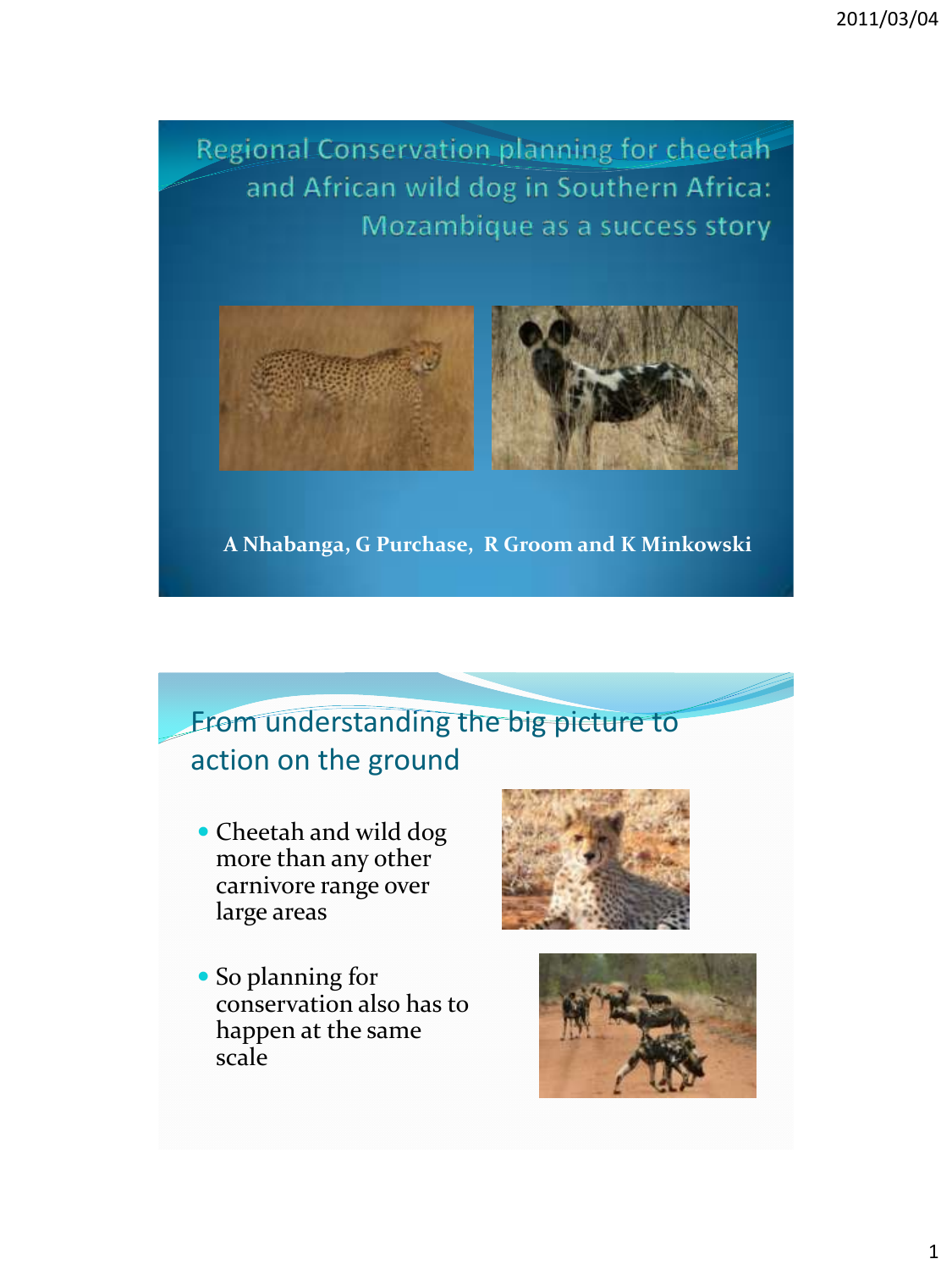# Regional Conservation planning for cheetah and African wild dog in Southern Africa: Mozambique as a success story

**A Nhabanga, G Purchase, R Groom and K Minkowski**

## From understanding the big picture to action on the ground

- Cheetah and wild dog more than any other carnivore range over large areas
- So planning for conservation also has to happen at the same scale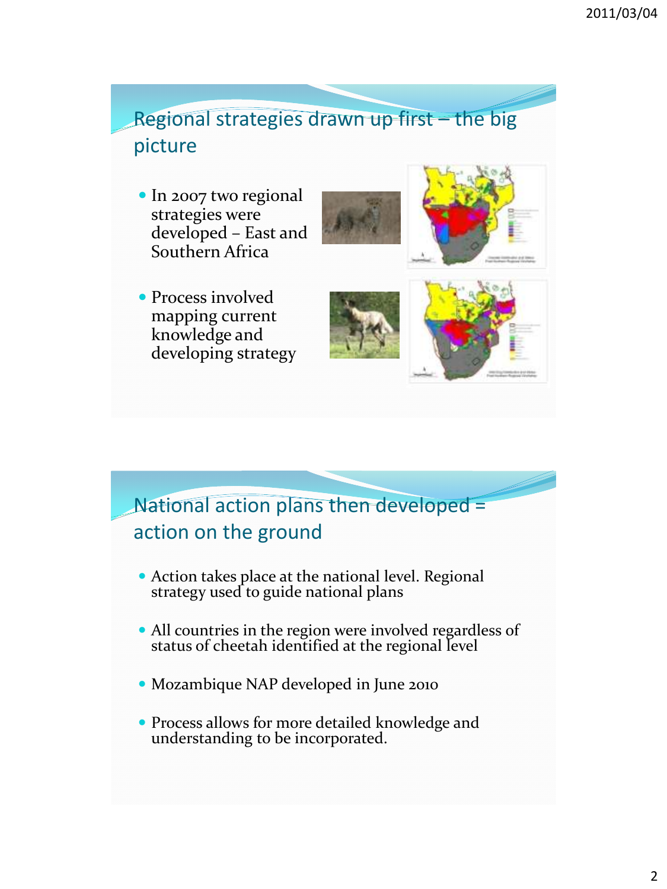## Regional strategies drawn up first – the big picture

- In 2007 two regional strategies were developed – East and Southern Africa
- Process involved mapping current knowledge and developing strategy

## National action plans then developed = action on the ground

- Action takes place at the national level. Regional strategy used to guide national plans
- All countries in the region were involved regardless of status of cheetah identified at the regional level
- Mozambique NAP developed in June 2010
- Process allows for more detailed knowledge and understanding to be incorporated.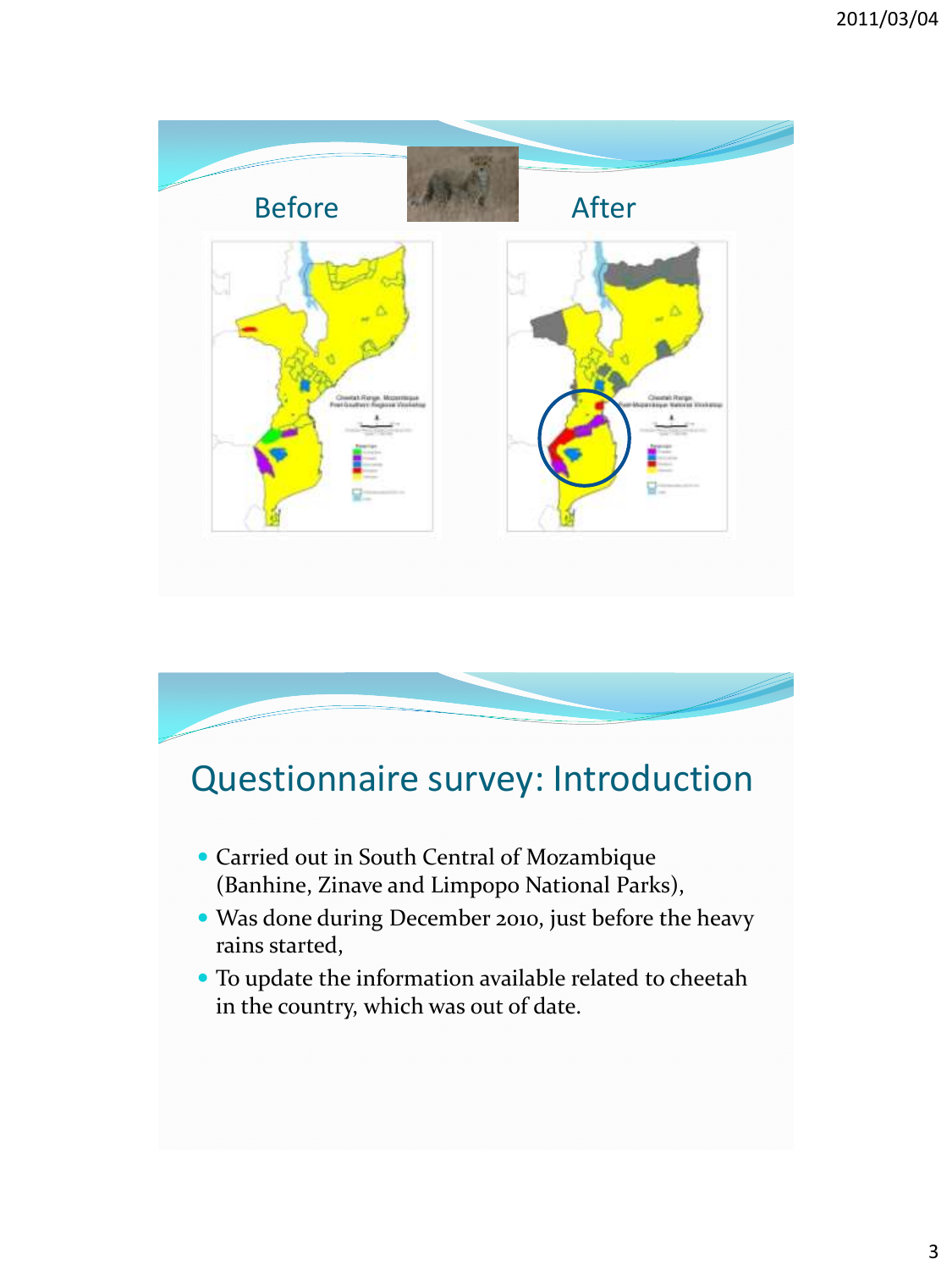Before

After

## Questionnaire survey: Introduction

- Carried out in South Central of Mozambique (Banhine, Zinave and Limpopo National Parks),
- Was done during December 2010, just before the heavy rains started,
- To update the information available related to cheetah in the country, which was out of date.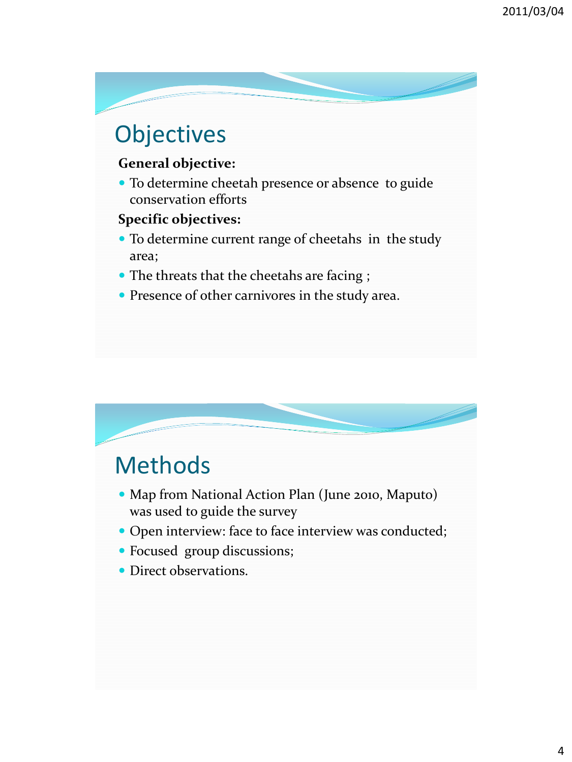## Objectives

**General objective:**

- To determine cheetah presence or absence to guide conservation efforts

**Specific objectives:**

- To determine current range of cheetahs in the study area;
- The threats that the cheetahs are facing ;
- Presence of other carnivores in the study area.

## Methods

- Map from National Action Plan (June 2010, Maputo) was used to guide the survey
- Open interview: face to face interview was conducted;
- Focused group discussions;
- Direct observations.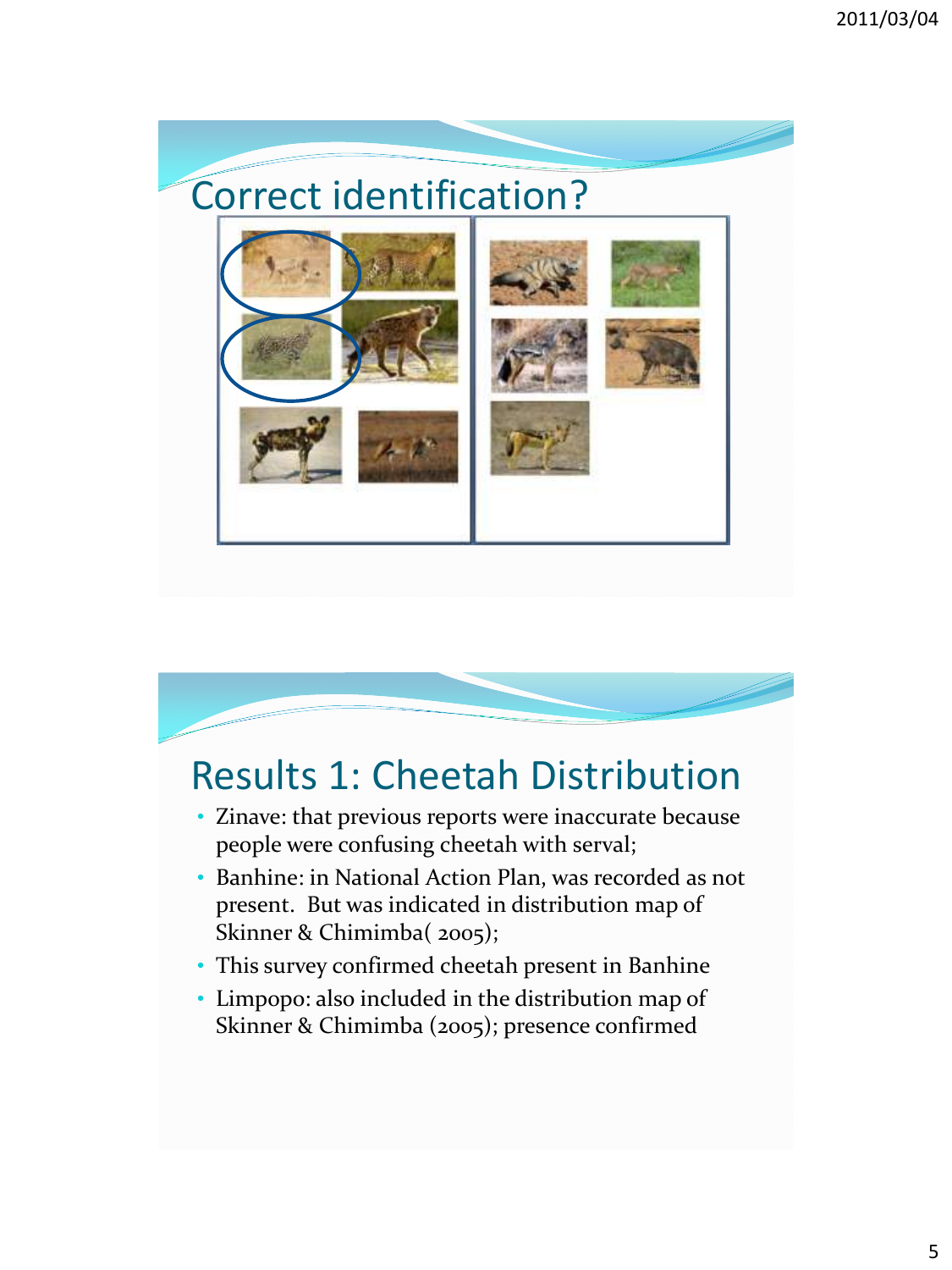## Correct identification?

## Results 1: Cheetah Distribution

- Zinave: that previous reports were inaccurate because people were confusing cheetah with serval;
- Banhine: in National Action Plan, was recorded as not present. But was indicated in distribution map of Skinner & Chimimba( 2005);
- This survey confirmed cheetah present in Banhine
- Limpopo: also included in the distribution map of Skinner & Chimimba (2005); presence confirmed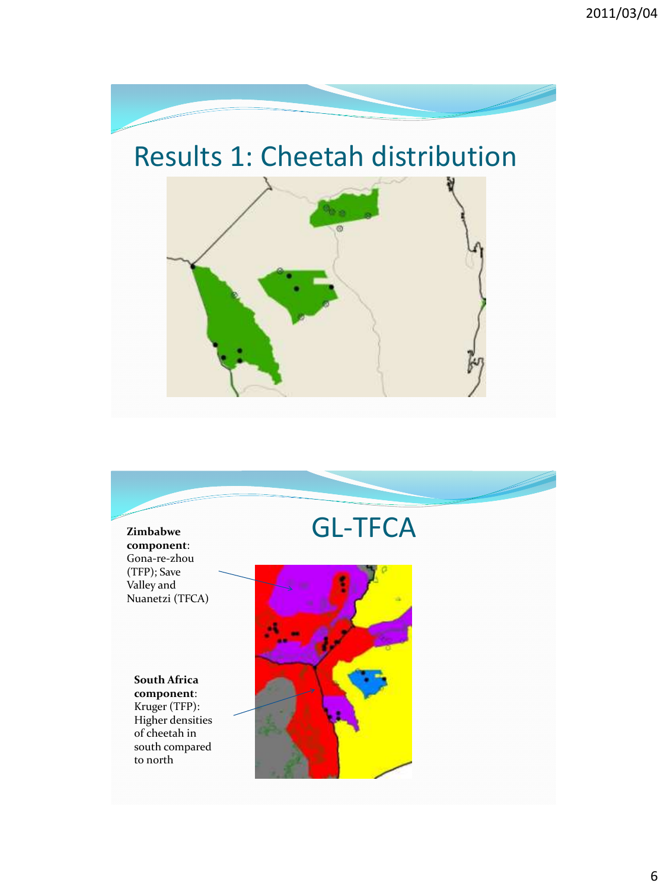# Results 1: Cheetah distribution

# GL-TFCA

**Zimbabwe component**: Gona-re-zhou (TFP); Save Valley and Nuanetzi (TFCA)

**South Africa component**: Kruger (TFP): Higher densities of cheetah in south compared to north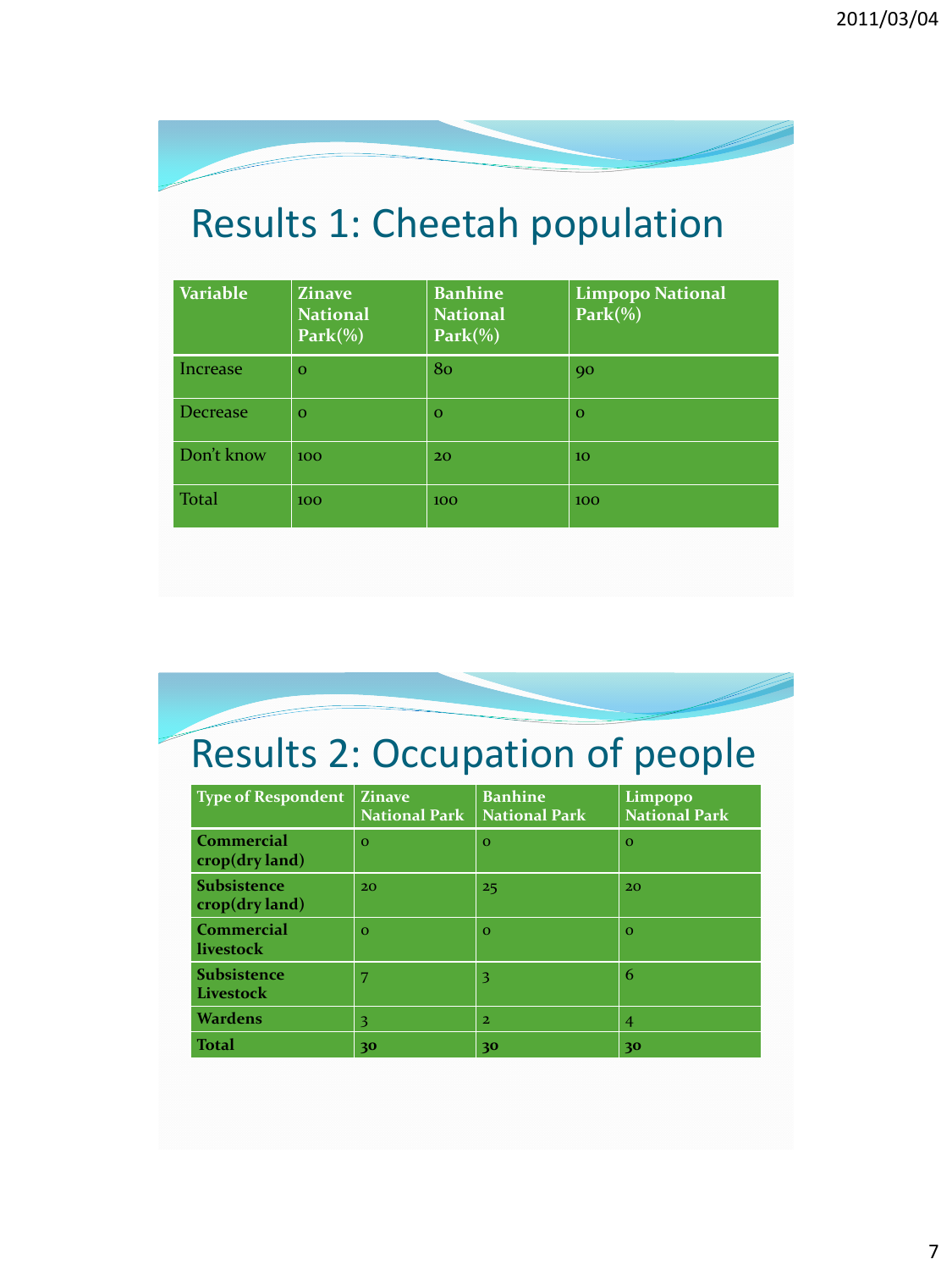# Results 1: Cheetah population

| Variable | Zinave National Park(%) | Banhine National Park(%) | Limpopo National Park(%) |
|---|---|---|---|
| Increase | 0 | 80 | 90 |
| Decrease | 0 | 0 | 0 |
| Don't know | 100 | 20 | 10 |
| Total | 100 | 100 | 100 |

# Results 2: Occupation of people

| Type of Respondent | Zinave National Park | Banhine National Park | Limpopo National Park |
|---|---|---|---|
| **Commercial crop(dry land)** | 0 | 0 | 0 |
| **Subsistence crop(dry land)** | 20 | 25 | 20 |
| **Commercial livestock** | 0 | 0 | 0 |
| **Subsistence Livestock** | 7 | 3 | 6 |
| **Wardens** | 3 | 2 | 4 |
| **Total** | **30** | **30** | **30** |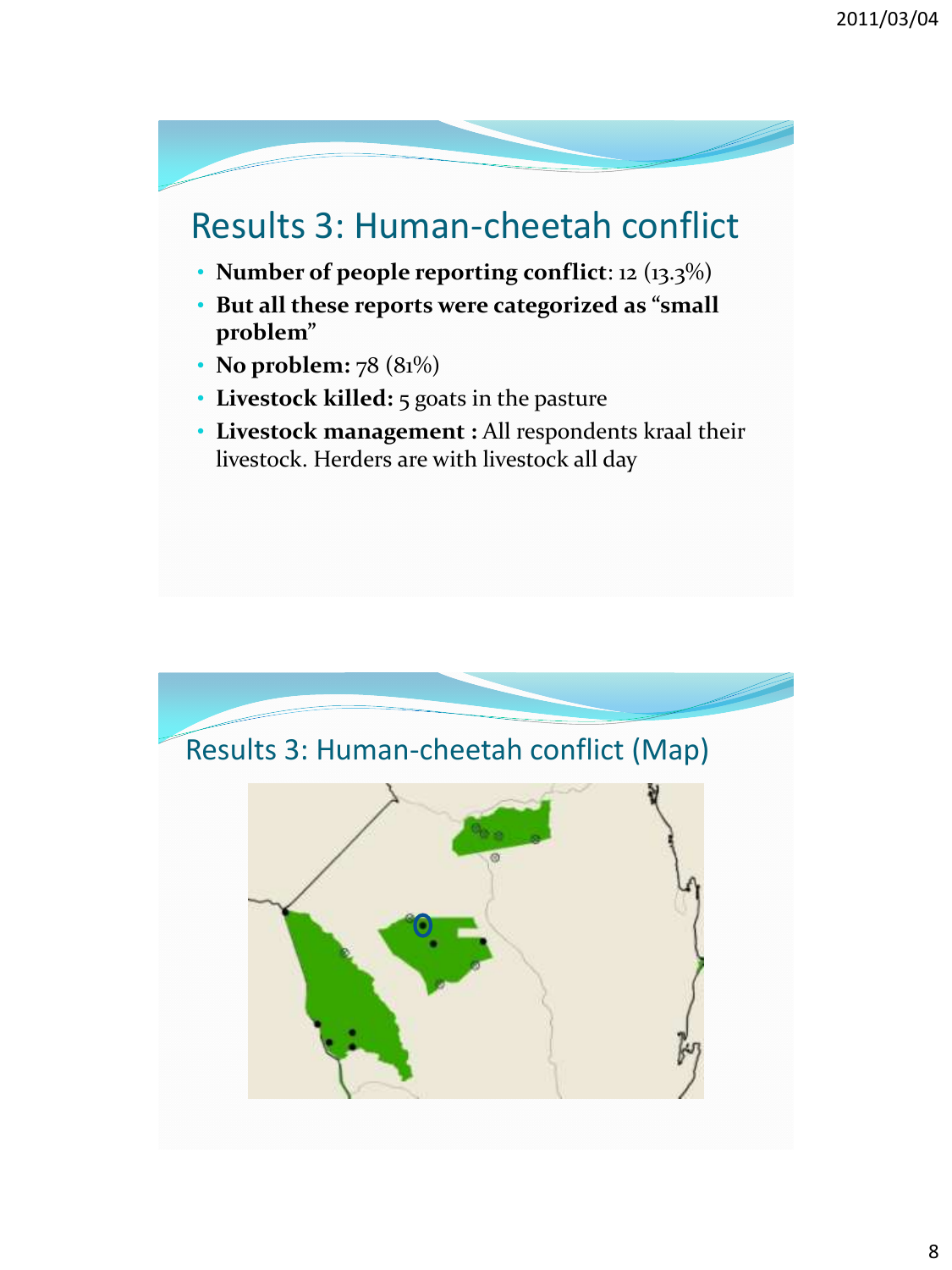## Results 3: Human-cheetah conflict

- **Number of people reporting conflict**: 12 (13.3%)
- **But all these reports were categorized as "small problem"**
- **No problem:** 78 (81%)
- **Livestock killed:** 5 goats in the pasture
- **Livestock management :** All respondents kraal their livestock. Herders are with livestock all day

## Results 3: Human-cheetah conflict (Map)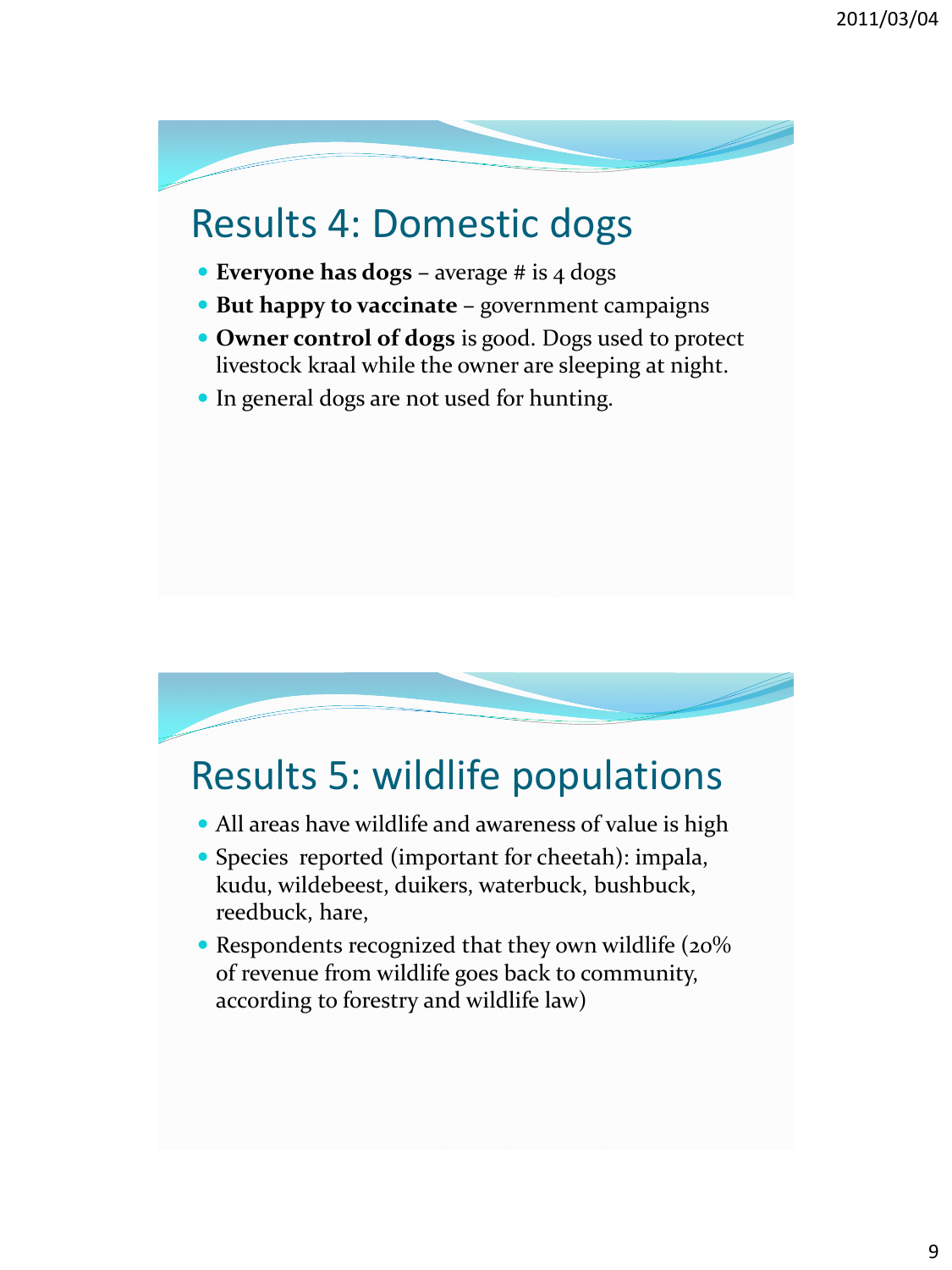## Results 4: Domestic dogs

- **Everyone has dogs** – average # is 4 dogs
- **But happy to vaccinate** – government campaigns
- **Owner control of dogs** is good. Dogs used to protect livestock kraal while the owner are sleeping at night.
- In general dogs are not used for hunting.

## Results 5: wildlife populations

- All areas have wildlife and awareness of value is high
- Species reported (important for cheetah): impala, kudu, wildebeest, duikers, waterbuck, bushbuck, reedbuck, hare,
- Respondents recognized that they own wildlife (20% of revenue from wildlife goes back to community, according to forestry and wildlife law)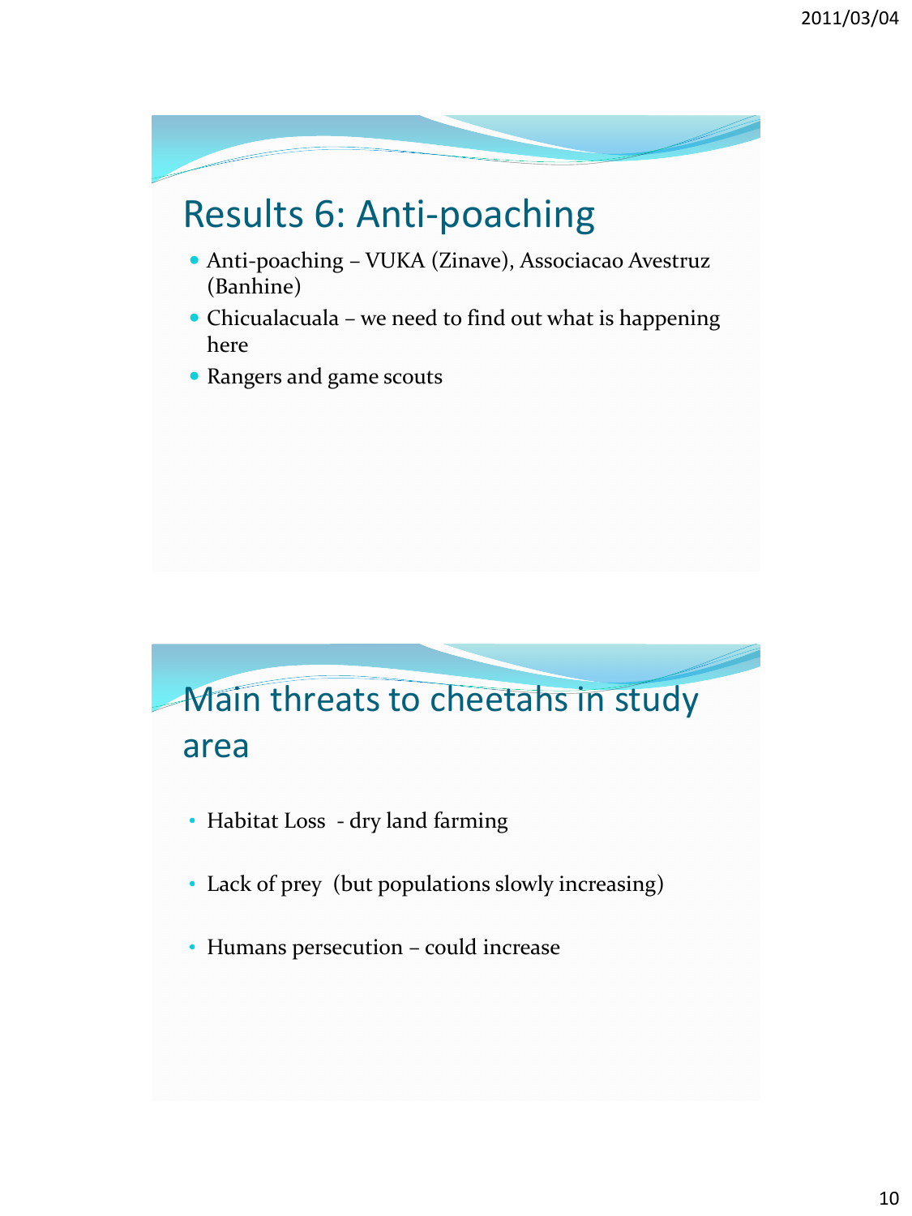## Results 6: Anti-poaching

- Anti-poaching – VUKA (Zinave), Associacao Avestruz (Banhine)
- Chicualacuala – we need to find out what is happening here
- Rangers and game scouts

## Main threats to cheetahs in study area

- Habitat Loss - dry land farming
- Lack of prey (but populations slowly increasing)
- Humans persecution – could increase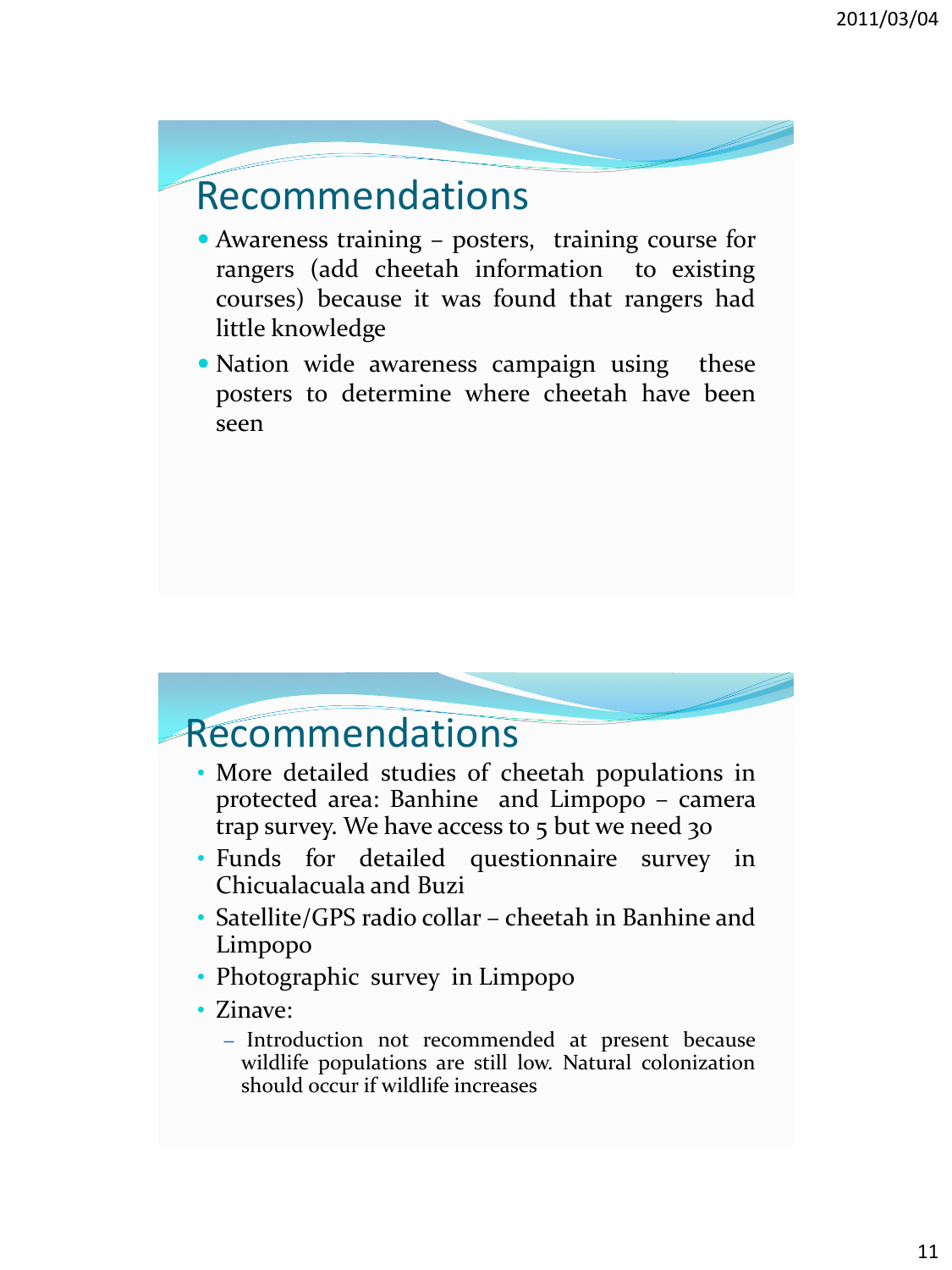## Recommendations

- Awareness training – posters, training course for rangers (add cheetah information to existing courses) because it was found that rangers had little knowledge
- Nation wide awareness campaign using these posters to determine where cheetah have been seen

## Recommendations

- More detailed studies of cheetah populations in protected area: Banhine and Limpopo – camera trap survey. We have access to 5 but we need 30
- Funds for detailed questionnaire survey in Chicualacuala and Buzi
- Satellite/GPS radio collar – cheetah in Banhine and Limpopo
- Photographic survey in Limpopo
- Zinave:
  - Introduction not recommended at present because wildlife populations are still low. Natural colonization should occur if wildlife increases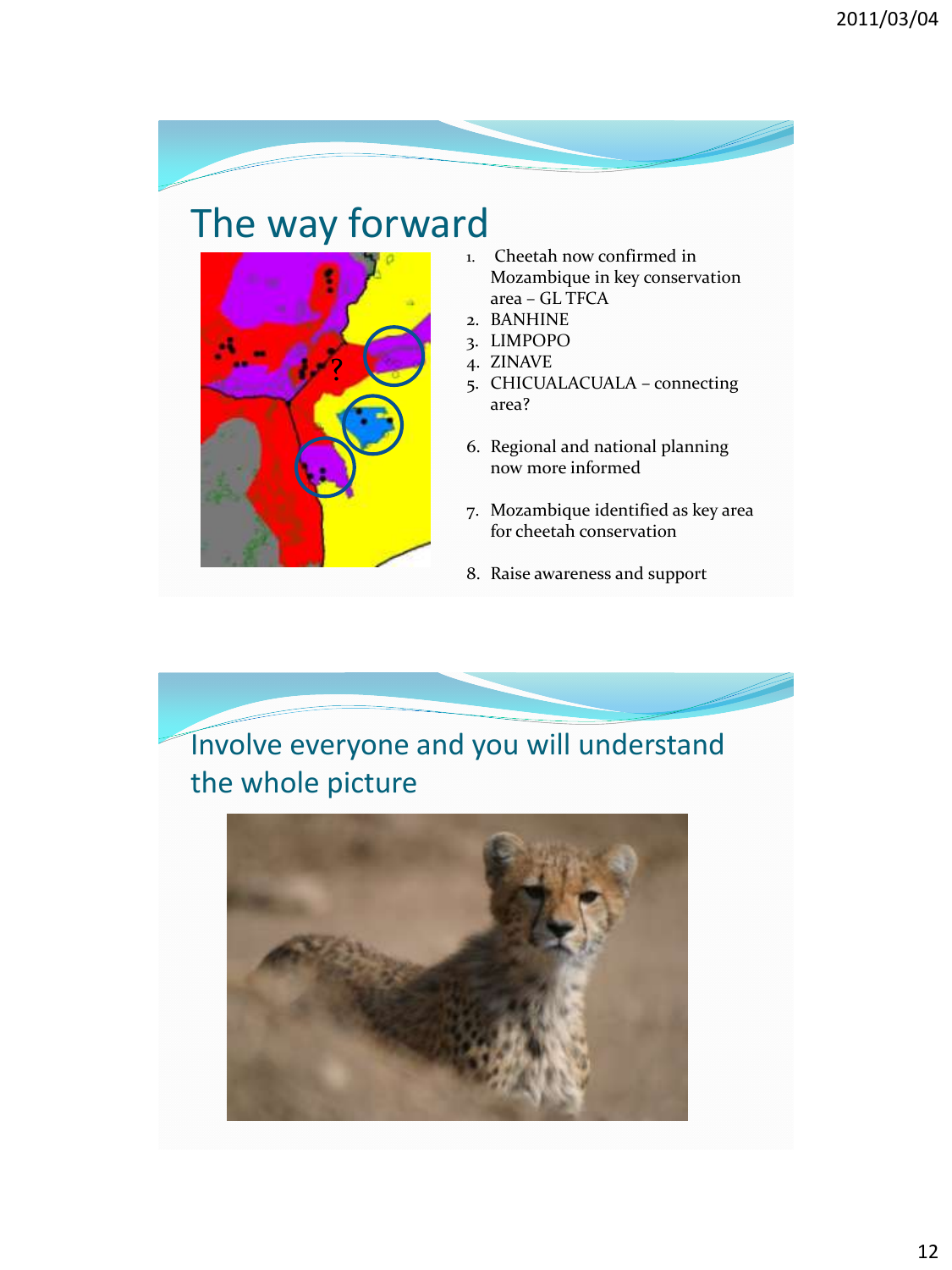## The way forward

1. Cheetah now confirmed in Mozambique in key conservation area – GL TFCA
2. BANHINE
3. LIMPOPO
4. ZINAVE
5. CHICUALACUALA – connecting area?
6. Regional and national planning now more informed
7. Mozambique identified as key area for cheetah conservation
8. Raise awareness and support

## Involve everyone and you will understand the whole picture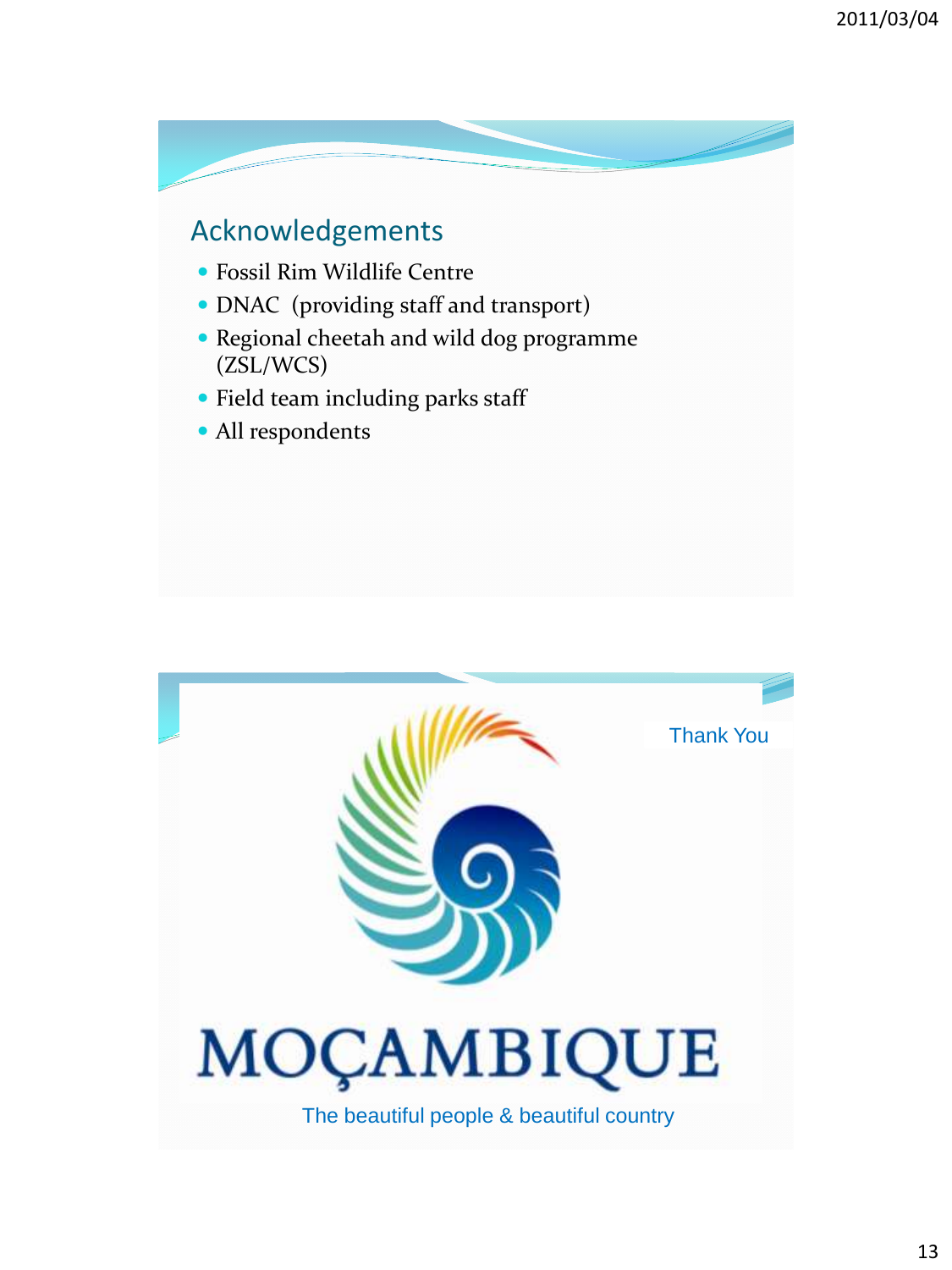## Acknowledgements

- Fossil Rim Wildlife Centre
- DNAC (providing staff and transport)
- Regional cheetah and wild dog programme (ZSL/WCS)
- Field team including parks staff
- All respondents

Thank You

MOÇAMBIQUE

The beautiful people & beautiful country